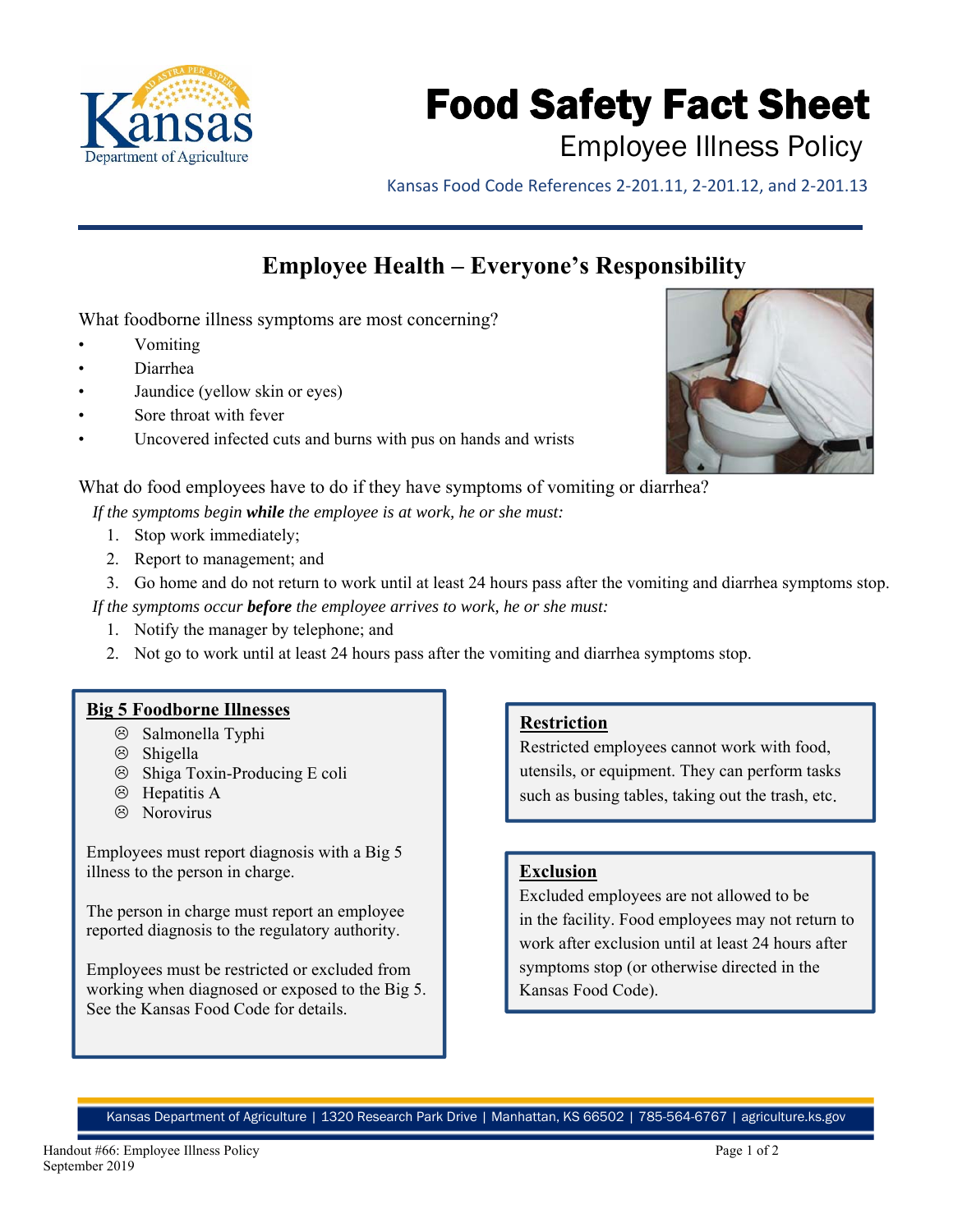# Food Safety Fact Sheet

## Employee Illness Policy

Kansas Food Code References 2-201.11, 2-201.12, and 2-201.13

## Employee Health – Everyone's Responsibility

What foodborne illness symptoms are most concerning?

- Vomiting
- Diarrhea
- Jaundice (yellow skin or eyes)
- Sore throat with fever
- Uncovered infected cuts and burns with pus on hands and wrists

What do food employees have to do if they have symptoms of vomiting or diarrhea?

*If the symptoms begin **while** the employee is at work, he or she must:*

1. Stop work immediately;
2. Report to management; and
3. Go home and do not return to work until at least 24 hours pass after the vomiting and diarrhea symptoms stop.

*If the symptoms occur **before** the employee arrives to work, he or she must:*

1. Notify the manager by telephone; and
2. Not go to work until at least 24 hours pass after the vomiting and diarrhea symptoms stop.

### Big 5 Foodborne Illnesses

- ☹ Salmonella Typhi
- ☹ Shigella
- ☹ Shiga Toxin-Producing E coli
- ☹ Hepatitis A
- ☹ Norovirus

Employees must report diagnosis with a Big 5 illness to the person in charge.

The person in charge must report an employee reported diagnosis to the regulatory authority.

Employees must be restricted or excluded from working when diagnosed or exposed to the Big 5. See the Kansas Food Code for details.

### Restriction

Restricted employees cannot work with food, utensils, or equipment. They can perform tasks such as busing tables, taking out the trash, etc.

### Exclusion

Excluded employees are not allowed to be in the facility. Food employees may not return to work after exclusion until at least 24 hours after symptoms stop (or otherwise directed in the Kansas Food Code).

Kansas Department of Agriculture | 1320 Research Park Drive | Manhattan, KS 66502 | 785-564-6767 | agriculture.ks.gov

Handout #66: Employee Illness Policy
September 2019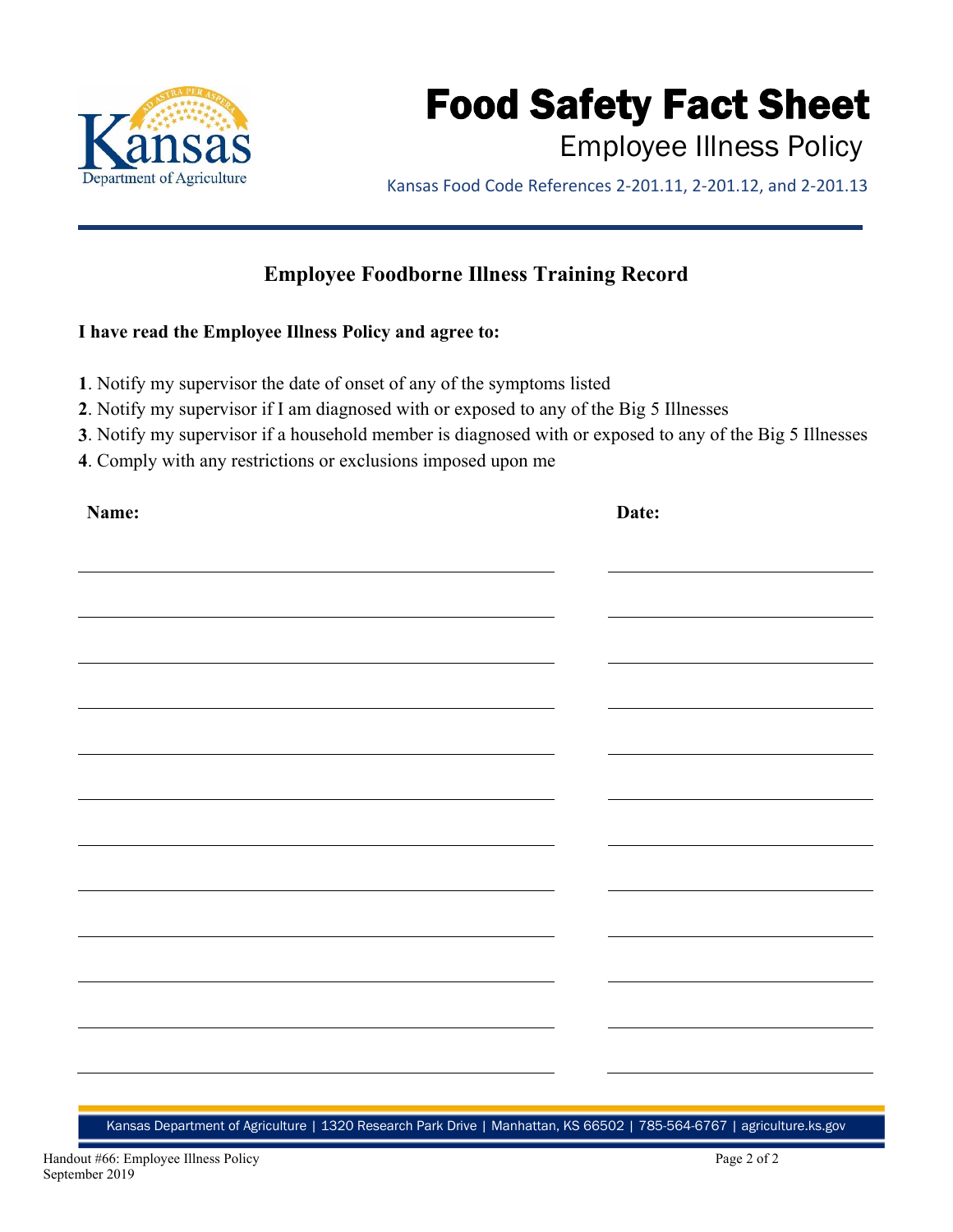# Food Safety Fact Sheet

## Employee Illness Policy

Kansas Food Code References 2-201.11, 2-201.12, and 2-201.13

### Employee Foodborne Illness Training Record

**I have read the Employee Illness Policy and agree to:**

**1**. Notify my supervisor the date of onset of any of the symptoms listed
**2**. Notify my supervisor if I am diagnosed with or exposed to any of the Big 5 Illnesses
**3**. Notify my supervisor if a household member is diagnosed with or exposed to any of the Big 5 Illnesses
**4**. Comply with any restrictions or exclusions imposed upon me

| Name: | Date: |
|---|---|
| | |
| | |
| | |
| | |
| | |
| | |
| | |
| | |
| | |
| | |
| | |
| | |

Kansas Department of Agriculture | 1320 Research Park Drive | Manhattan, KS 66502 | 785-564-6767 | agriculture.ks.gov

Handout #66: Employee Illness Policy
September 2019